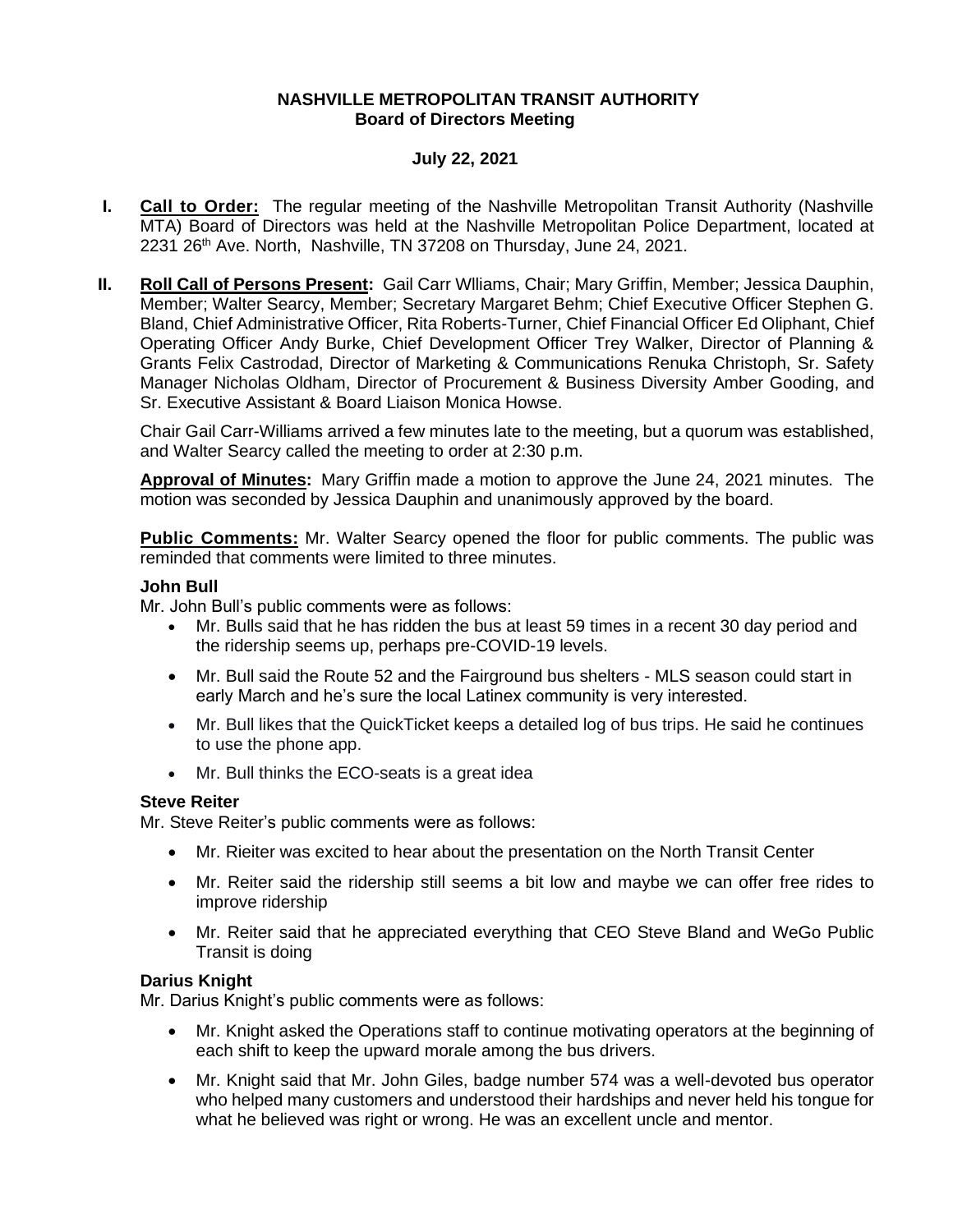**NASHVILLE METROPOLITAN TRANSIT AUTHORITY**
**Board of Directors Meeting**

**July 22, 2021**

**I. Call to Order:** The regular meeting of the Nashville Metropolitan Transit Authority (Nashville MTA) Board of Directors was held at the Nashville Metropolitan Police Department, located at 2231 26th Ave. North, Nashville, TN 37208 on Thursday, June 24, 2021.

**II. Roll Call of Persons Present:** Gail Carr Wlliams, Chair; Mary Griffin, Member; Jessica Dauphin, Member; Walter Searcy, Member; Secretary Margaret Behm; Chief Executive Officer Stephen G. Bland, Chief Administrative Officer, Rita Roberts-Turner, Chief Financial Officer Ed Oliphant, Chief Operating Officer Andy Burke, Chief Development Officer Trey Walker, Director of Planning & Grants Felix Castrodad, Director of Marketing & Communications Renuka Christoph, Sr. Safety Manager Nicholas Oldham, Director of Procurement & Business Diversity Amber Gooding, and Sr. Executive Assistant & Board Liaison Monica Howse.

Chair Gail Carr-Williams arrived a few minutes late to the meeting, but a quorum was established, and Walter Searcy called the meeting to order at 2:30 p.m.

**Approval of Minutes:** Mary Griffin made a motion to approve the June 24, 2021 minutes. The motion was seconded by Jessica Dauphin and unanimously approved by the board.

**Public Comments:** Mr. Walter Searcy opened the floor for public comments. The public was reminded that comments were limited to three minutes.

**John Bull**

Mr. John Bull's public comments were as follows:

- Mr. Bulls said that he has ridden the bus at least 59 times in a recent 30 day period and the ridership seems up, perhaps pre-COVID-19 levels.
- Mr. Bull said the Route 52 and the Fairground bus shelters - MLS season could start in early March and he's sure the local Latinex community is very interested.
- Mr. Bull likes that the QuickTicket keeps a detailed log of bus trips. He said he continues to use the phone app.
- Mr. Bull thinks the ECO-seats is a great idea

**Steve Reiter**

Mr. Steve Reiter's public comments were as follows:

- Mr. Rieiter was excited to hear about the presentation on the North Transit Center
- Mr. Reiter said the ridership still seems a bit low and maybe we can offer free rides to improve ridership
- Mr. Reiter said that he appreciated everything that CEO Steve Bland and WeGo Public Transit is doing

**Darius Knight**

Mr. Darius Knight's public comments were as follows:

- Mr. Knight asked the Operations staff to continue motivating operators at the beginning of each shift to keep the upward morale among the bus drivers.
- Mr. Knight said that Mr. John Giles, badge number 574 was a well-devoted bus operator who helped many customers and understood their hardships and never held his tongue for what he believed was right or wrong. He was an excellent uncle and mentor.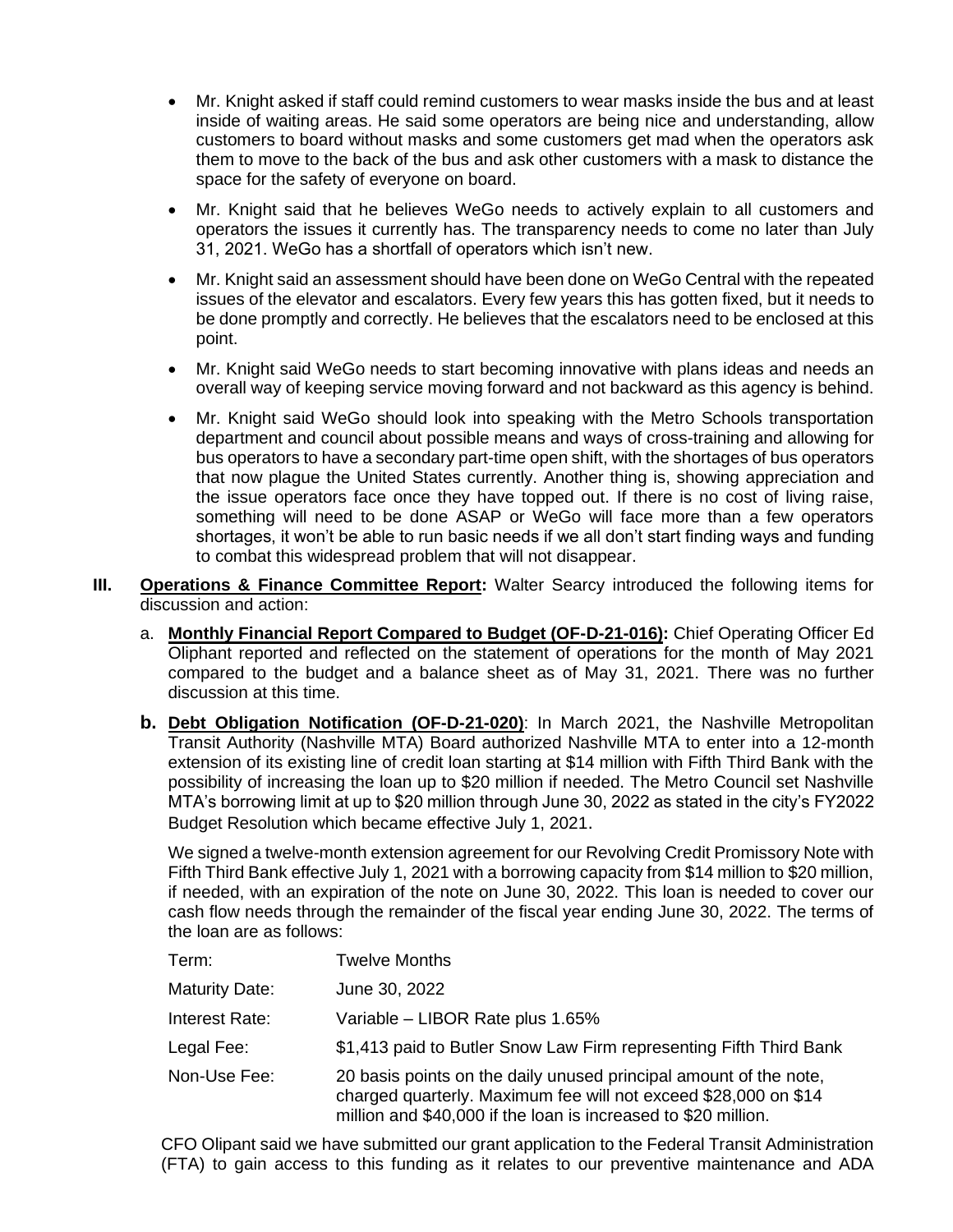- Mr. Knight asked if staff could remind customers to wear masks inside the bus and at least inside of waiting areas. He said some operators are being nice and understanding, allow customers to board without masks and some customers get mad when the operators ask them to move to the back of the bus and ask other customers with a mask to distance the space for the safety of everyone on board.
- Mr. Knight said that he believes WeGo needs to actively explain to all customers and operators the issues it currently has. The transparency needs to come no later than July 31, 2021. WeGo has a shortfall of operators which isn't new.
- Mr. Knight said an assessment should have been done on WeGo Central with the repeated issues of the elevator and escalators. Every few years this has gotten fixed, but it needs to be done promptly and correctly. He believes that the escalators need to be enclosed at this point.
- Mr. Knight said WeGo needs to start becoming innovative with plans ideas and needs an overall way of keeping service moving forward and not backward as this agency is behind.
- Mr. Knight said WeGo should look into speaking with the Metro Schools transportation department and council about possible means and ways of cross-training and allowing for bus operators to have a secondary part-time open shift, with the shortages of bus operators that now plague the United States currently. Another thing is, showing appreciation and the issue operators face once they have topped out. If there is no cost of living raise, something will need to be done ASAP or WeGo will face more than a few operators shortages, it won't be able to run basic needs if we all don't start finding ways and funding to combat this widespread problem that will not disappear.

**III. Operations & Finance Committee Report:** Walter Searcy introduced the following items for discussion and action:

a. **Monthly Financial Report Compared to Budget (OF-D-21-016):** Chief Operating Officer Ed Oliphant reported and reflected on the statement of operations for the month of May 2021 compared to the budget and a balance sheet as of May 31, 2021. There was no further discussion at this time.

b. **Debt Obligation Notification (OF-D-21-020)**: In March 2021, the Nashville Metropolitan Transit Authority (Nashville MTA) Board authorized Nashville MTA to enter into a 12-month extension of its existing line of credit loan starting at $14 million with Fifth Third Bank with the possibility of increasing the loan up to $20 million if needed. The Metro Council set Nashville MTA's borrowing limit at up to $20 million through June 30, 2022 as stated in the city's FY2022 Budget Resolution which became effective July 1, 2021.

We signed a twelve-month extension agreement for our Revolving Credit Promissory Note with Fifth Third Bank effective July 1, 2021 with a borrowing capacity from $14 million to $20 million, if needed, with an expiration of the note on June 30, 2022. This loan is needed to cover our cash flow needs through the remainder of the fiscal year ending June 30, 2022. The terms of the loan are as follows:

| | |
|---|---|
| Term: | Twelve Months |
| Maturity Date: | June 30, 2022 |
| Interest Rate: | Variable – LIBOR Rate plus 1.65% |
| Legal Fee: | $1,413 paid to Butler Snow Law Firm representing Fifth Third Bank |
| Non-Use Fee: | 20 basis points on the daily unused principal amount of the note, charged quarterly. Maximum fee will not exceed $28,000 on $14 million and $40,000 if the loan is increased to $20 million. |

CFO Olipant said we have submitted our grant application to the Federal Transit Administration (FTA) to gain access to this funding as it relates to our preventive maintenance and ADA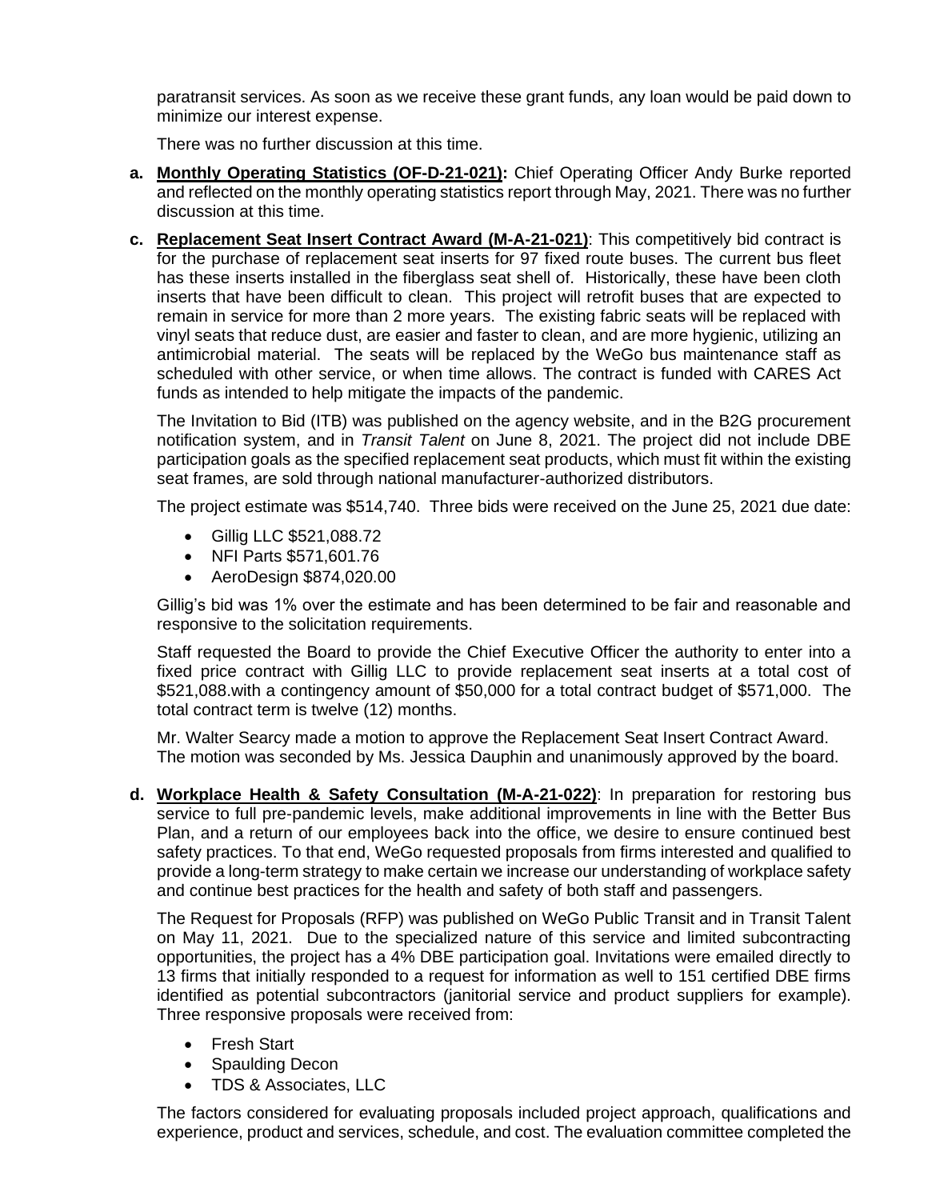paratransit services. As soon as we receive these grant funds, any loan would be paid down to minimize our interest expense.

There was no further discussion at this time.

a. **Monthly Operating Statistics (OF-D-21-021):** Chief Operating Officer Andy Burke reported and reflected on the monthly operating statistics report through May, 2021. There was no further discussion at this time.

c. **Replacement Seat Insert Contract Award (M-A-21-021)**: This competitively bid contract is for the purchase of replacement seat inserts for 97 fixed route buses. The current bus fleet has these inserts installed in the fiberglass seat shell of. Historically, these have been cloth inserts that have been difficult to clean. This project will retrofit buses that are expected to remain in service for more than 2 more years. The existing fabric seats will be replaced with vinyl seats that reduce dust, are easier and faster to clean, and are more hygienic, utilizing an antimicrobial material. The seats will be replaced by the WeGo bus maintenance staff as scheduled with other service, or when time allows. The contract is funded with CARES Act funds as intended to help mitigate the impacts of the pandemic.

The Invitation to Bid (ITB) was published on the agency website, and in the B2G procurement notification system, and in *Transit Talent* on June 8, 2021. The project did not include DBE participation goals as the specified replacement seat products, which must fit within the existing seat frames, are sold through national manufacturer-authorized distributors.

The project estimate was $514,740. Three bids were received on the June 25, 2021 due date:

- Gillig LLC $521,088.72
- NFI Parts $571,601.76
- AeroDesign $874,020.00

Gillig's bid was 1% over the estimate and has been determined to be fair and reasonable and responsive to the solicitation requirements.

Staff requested the Board to provide the Chief Executive Officer the authority to enter into a fixed price contract with Gillig LLC to provide replacement seat inserts at a total cost of $521,088.with a contingency amount of $50,000 for a total contract budget of $571,000. The total contract term is twelve (12) months.

Mr. Walter Searcy made a motion to approve the Replacement Seat Insert Contract Award. The motion was seconded by Ms. Jessica Dauphin and unanimously approved by the board.

d. **Workplace Health & Safety Consultation (M-A-21-022)**: In preparation for restoring bus service to full pre-pandemic levels, make additional improvements in line with the Better Bus Plan, and a return of our employees back into the office, we desire to ensure continued best safety practices. To that end, WeGo requested proposals from firms interested and qualified to provide a long-term strategy to make certain we increase our understanding of workplace safety and continue best practices for the health and safety of both staff and passengers.

The Request for Proposals (RFP) was published on WeGo Public Transit and in Transit Talent on May 11, 2021. Due to the specialized nature of this service and limited subcontracting opportunities, the project has a 4% DBE participation goal. Invitations were emailed directly to 13 firms that initially responded to a request for information as well to 151 certified DBE firms identified as potential subcontractors (janitorial service and product suppliers for example). Three responsive proposals were received from:

- Fresh Start
- Spaulding Decon
- TDS & Associates, LLC

The factors considered for evaluating proposals included project approach, qualifications and experience, product and services, schedule, and cost. The evaluation committee completed the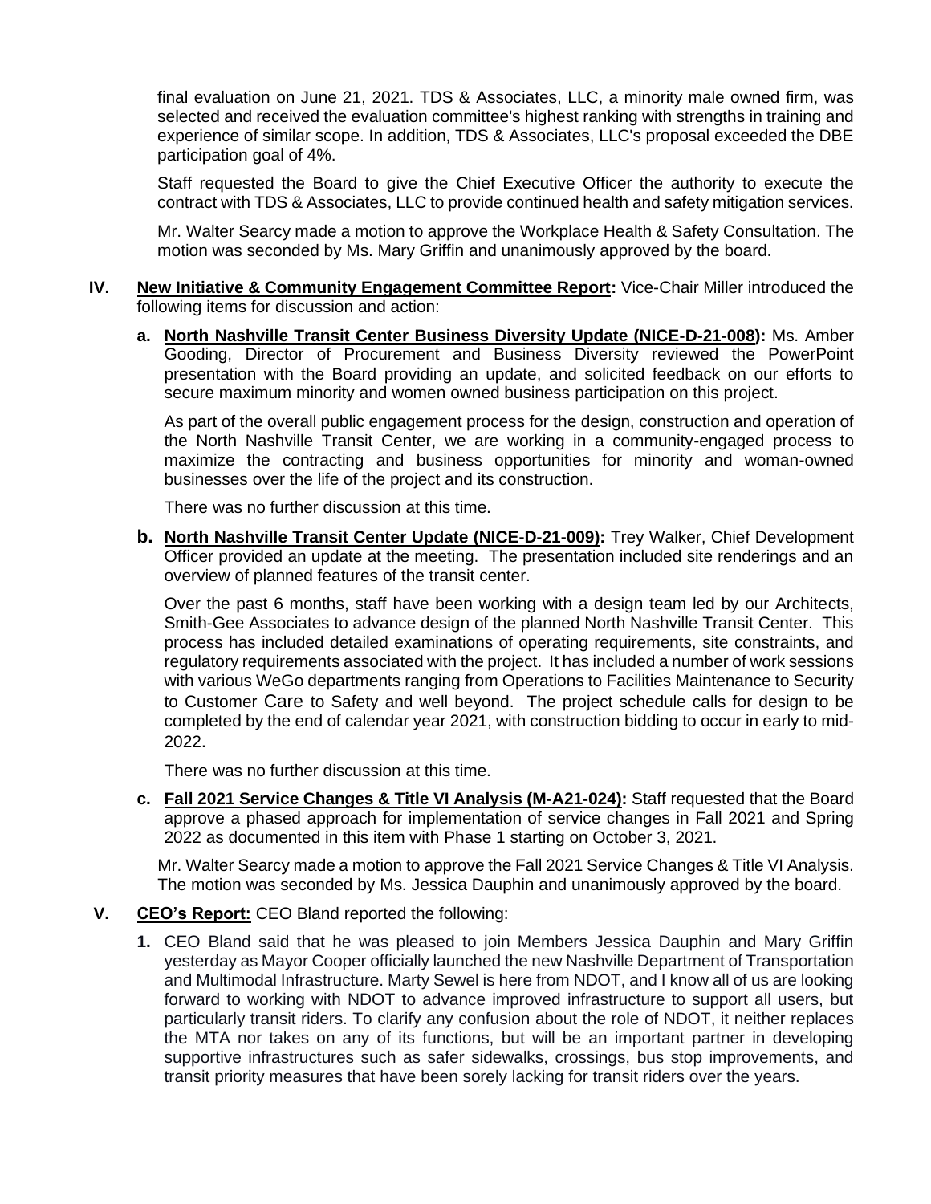final evaluation on June 21, 2021. TDS & Associates, LLC, a minority male owned firm, was selected and received the evaluation committee's highest ranking with strengths in training and experience of similar scope. In addition, TDS & Associates, LLC's proposal exceeded the DBE participation goal of 4%.

Staff requested the Board to give the Chief Executive Officer the authority to execute the contract with TDS & Associates, LLC to provide continued health and safety mitigation services.

Mr. Walter Searcy made a motion to approve the Workplace Health & Safety Consultation. The motion was seconded by Ms. Mary Griffin and unanimously approved by the board.

**IV. <u>New Initiative & Community Engagement Committee Report</u>:** Vice-Chair Miller introduced the following items for discussion and action:

**a. <u>North Nashville Transit Center Business Diversity Update (NICE-D-21-008)</u>:** Ms. Amber Gooding, Director of Procurement and Business Diversity reviewed the PowerPoint presentation with the Board providing an update, and solicited feedback on our efforts to secure maximum minority and women owned business participation on this project.

As part of the overall public engagement process for the design, construction and operation of the North Nashville Transit Center, we are working in a community-engaged process to maximize the contracting and business opportunities for minority and woman-owned businesses over the life of the project and its construction.

There was no further discussion at this time.

**b. <u>North Nashville Transit Center Update (NICE-D-21-009)</u>:** Trey Walker, Chief Development Officer provided an update at the meeting. The presentation included site renderings and an overview of planned features of the transit center.

Over the past 6 months, staff have been working with a design team led by our Architects, Smith-Gee Associates to advance design of the planned North Nashville Transit Center. This process has included detailed examinations of operating requirements, site constraints, and regulatory requirements associated with the project. It has included a number of work sessions with various WeGo departments ranging from Operations to Facilities Maintenance to Security to Customer Care to Safety and well beyond. The project schedule calls for design to be completed by the end of calendar year 2021, with construction bidding to occur in early to mid-2022.

There was no further discussion at this time.

**c. <u>Fall 2021 Service Changes & Title VI Analysis (M-A21-024)</u>:** Staff requested that the Board approve a phased approach for implementation of service changes in Fall 2021 and Spring 2022 as documented in this item with Phase 1 starting on October 3, 2021.

Mr. Walter Searcy made a motion to approve the Fall 2021 Service Changes & Title VI Analysis. The motion was seconded by Ms. Jessica Dauphin and unanimously approved by the board.

**V. <u>CEO's Report:</u>** CEO Bland reported the following:

**1.** CEO Bland said that he was pleased to join Members Jessica Dauphin and Mary Griffin yesterday as Mayor Cooper officially launched the new Nashville Department of Transportation and Multimodal Infrastructure. Marty Sewel is here from NDOT, and I know all of us are looking forward to working with NDOT to advance improved infrastructure to support all users, but particularly transit riders. To clarify any confusion about the role of NDOT, it neither replaces the MTA nor takes on any of its functions, but will be an important partner in developing supportive infrastructures such as safer sidewalks, crossings, bus stop improvements, and transit priority measures that have been sorely lacking for transit riders over the years.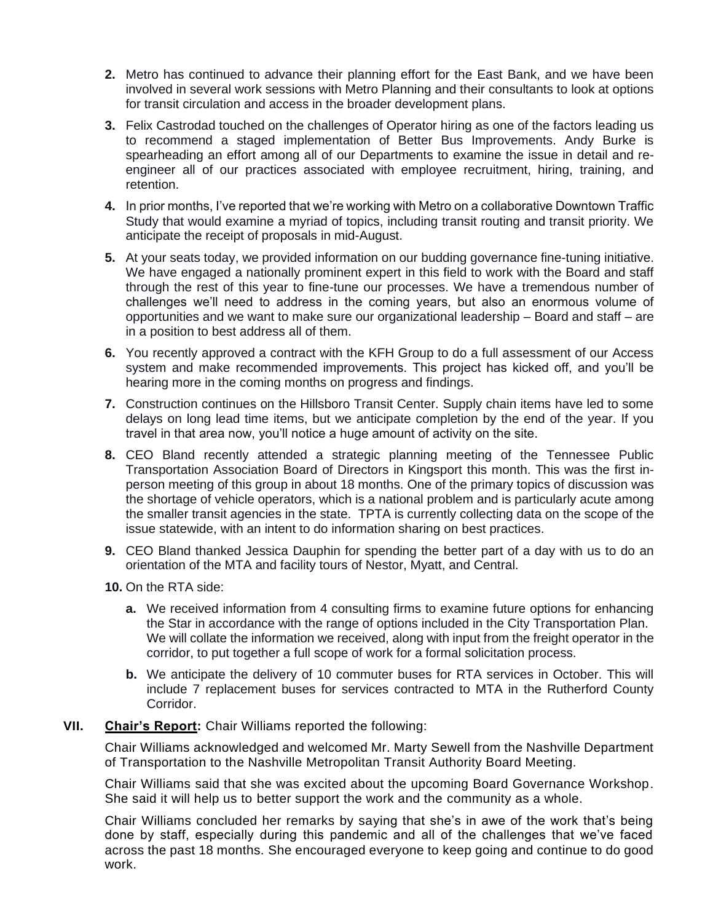2. Metro has continued to advance their planning effort for the East Bank, and we have been involved in several work sessions with Metro Planning and their consultants to look at options for transit circulation and access in the broader development plans.

3. Felix Castrodad touched on the challenges of Operator hiring as one of the factors leading us to recommend a staged implementation of Better Bus Improvements. Andy Burke is spearheading an effort among all of our Departments to examine the issue in detail and re-engineer all of our practices associated with employee recruitment, hiring, training, and retention.

4. In prior months, I've reported that we're working with Metro on a collaborative Downtown Traffic Study that would examine a myriad of topics, including transit routing and transit priority. We anticipate the receipt of proposals in mid-August.

5. At your seats today, we provided information on our budding governance fine-tuning initiative. We have engaged a nationally prominent expert in this field to work with the Board and staff through the rest of this year to fine-tune our processes. We have a tremendous number of challenges we'll need to address in the coming years, but also an enormous volume of opportunities and we want to make sure our organizational leadership – Board and staff – are in a position to best address all of them.

6. You recently approved a contract with the KFH Group to do a full assessment of our Access system and make recommended improvements. This project has kicked off, and you'll be hearing more in the coming months on progress and findings.

7. Construction continues on the Hillsboro Transit Center. Supply chain items have led to some delays on long lead time items, but we anticipate completion by the end of the year. If you travel in that area now, you'll notice a huge amount of activity on the site.

8. CEO Bland recently attended a strategic planning meeting of the Tennessee Public Transportation Association Board of Directors in Kingsport this month. This was the first in-person meeting of this group in about 18 months. One of the primary topics of discussion was the shortage of vehicle operators, which is a national problem and is particularly acute among the smaller transit agencies in the state. TPTA is currently collecting data on the scope of the issue statewide, with an intent to do information sharing on best practices.

9. CEO Bland thanked Jessica Dauphin for spending the better part of a day with us to do an orientation of the MTA and facility tours of Nestor, Myatt, and Central.

10. On the RTA side:

    a. We received information from 4 consulting firms to examine future options for enhancing the Star in accordance with the range of options included in the City Transportation Plan. We will collate the information we received, along with input from the freight operator in the corridor, to put together a full scope of work for a formal solicitation process.

    b. We anticipate the delivery of 10 commuter buses for RTA services in October. This will include 7 replacement buses for services contracted to MTA in the Rutherford County Corridor.

**VII. Chair's Report:** Chair Williams reported the following:

Chair Williams acknowledged and welcomed Mr. Marty Sewell from the Nashville Department of Transportation to the Nashville Metropolitan Transit Authority Board Meeting.

Chair Williams said that she was excited about the upcoming Board Governance Workshop. She said it will help us to better support the work and the community as a whole.

Chair Williams concluded her remarks by saying that she's in awe of the work that's being done by staff, especially during this pandemic and all of the challenges that we've faced across the past 18 months. She encouraged everyone to keep going and continue to do good work.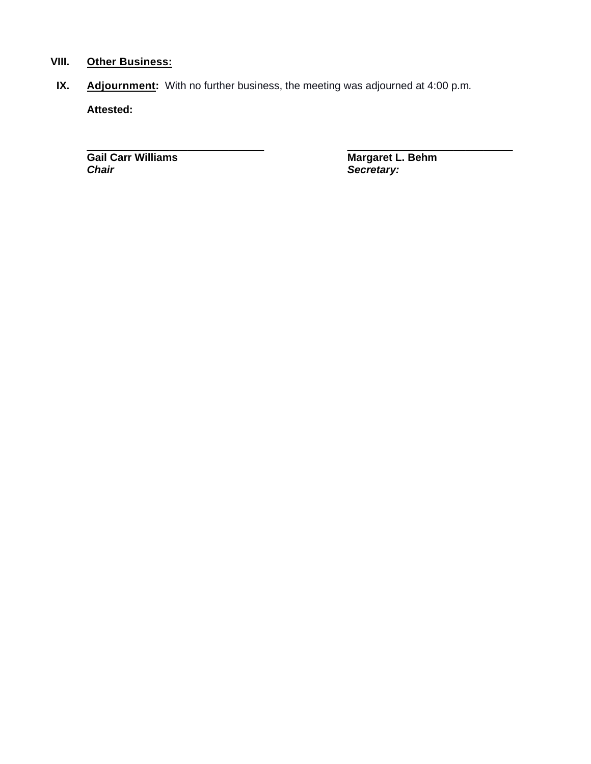**VIII. <u>Other Business:</u>**

**IX. <u>Adjournment</u>:** With no further business, the meeting was adjourned at 4:00 p.m.

**Attested:**

| | |
|---|---|
| _______________________________ | _____________________________ |
| **Gail Carr Williams** | **Margaret L. Behm** |
| ***Chair*** | ***Secretary:*** |